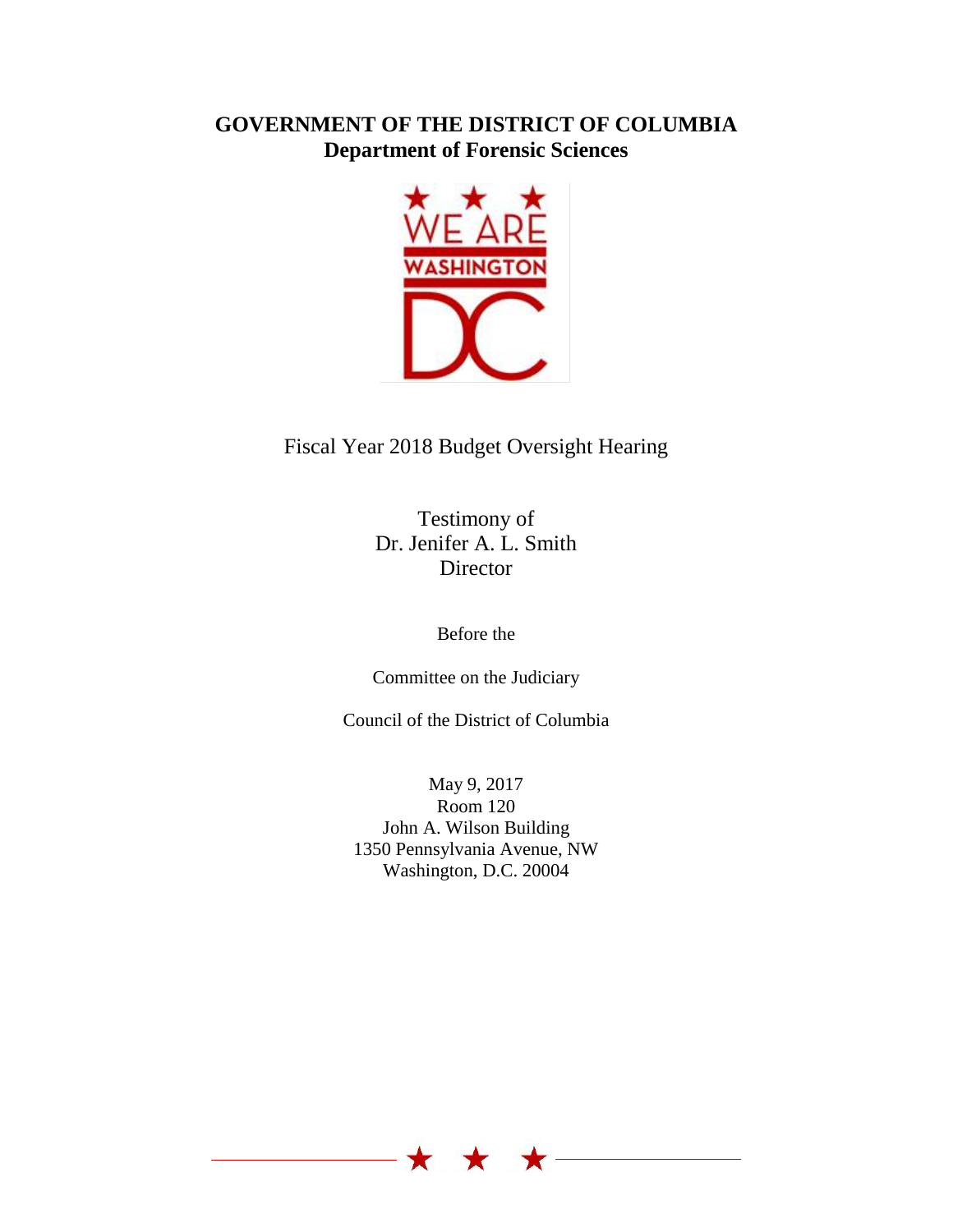# GOVERNMENT OF THE DISTRICT OF COLUMBIA
## Department of Forensic Sciences

Fiscal Year 2018 Budget Oversight Hearing

Testimony of
Dr. Jenifer A. L. Smith
Director

Before the

Committee on the Judiciary

Council of the District of Columbia

May 9, 2017
Room 120
John A. Wilson Building
1350 Pennsylvania Avenue, NW
Washington, D.C. 20004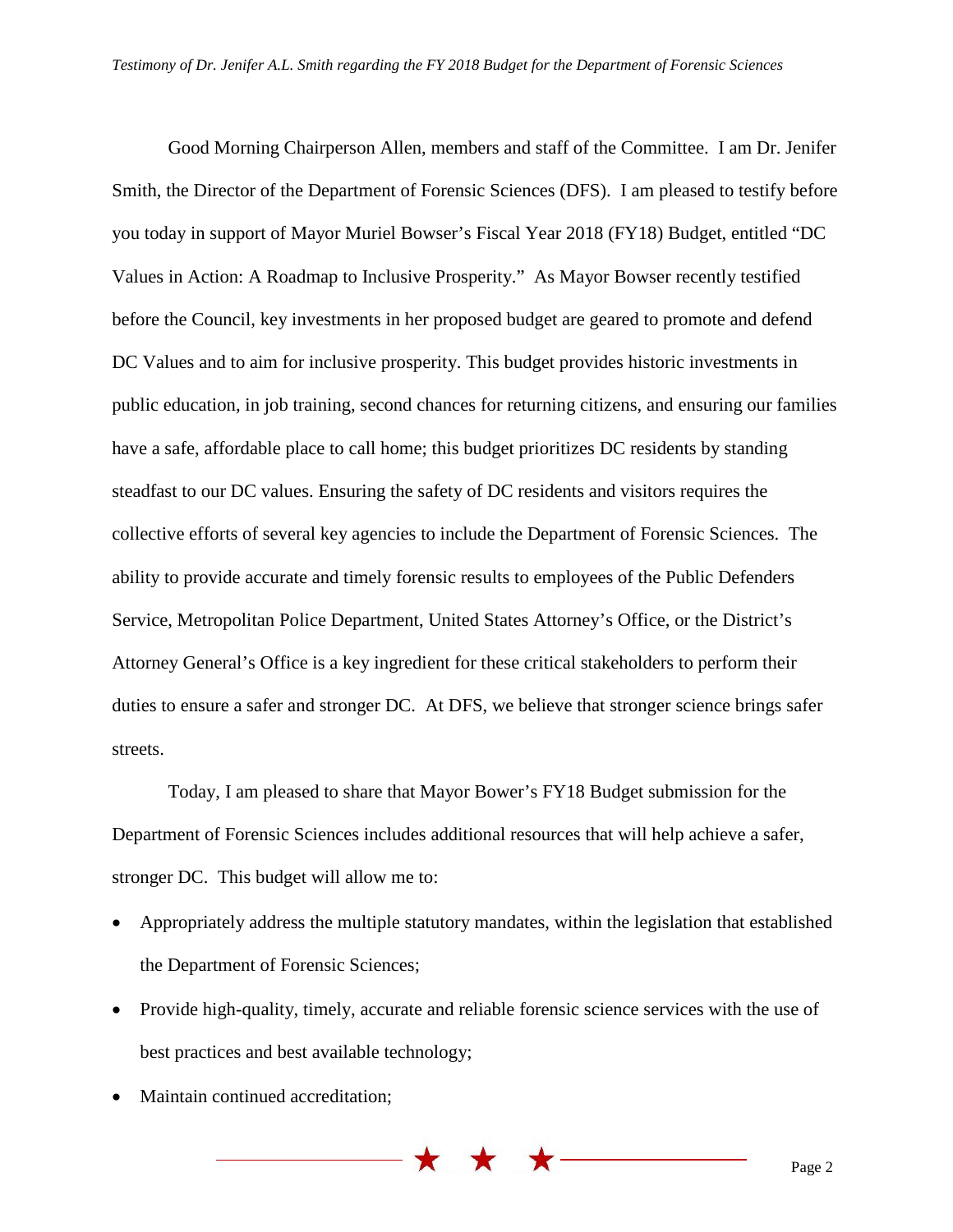Good Morning Chairperson Allen, members and staff of the Committee. I am Dr. Jenifer Smith, the Director of the Department of Forensic Sciences (DFS). I am pleased to testify before you today in support of Mayor Muriel Bowser's Fiscal Year 2018 (FY18) Budget, entitled "DC Values in Action: A Roadmap to Inclusive Prosperity." As Mayor Bowser recently testified before the Council, key investments in her proposed budget are geared to promote and defend DC Values and to aim for inclusive prosperity. This budget provides historic investments in public education, in job training, second chances for returning citizens, and ensuring our families have a safe, affordable place to call home; this budget prioritizes DC residents by standing steadfast to our DC values. Ensuring the safety of DC residents and visitors requires the collective efforts of several key agencies to include the Department of Forensic Sciences. The ability to provide accurate and timely forensic results to employees of the Public Defenders Service, Metropolitan Police Department, United States Attorney's Office, or the District's Attorney General's Office is a key ingredient for these critical stakeholders to perform their duties to ensure a safer and stronger DC. At DFS, we believe that stronger science brings safer streets.

Today, I am pleased to share that Mayor Bower's FY18 Budget submission for the Department of Forensic Sciences includes additional resources that will help achieve a safer, stronger DC. This budget will allow me to:

- Appropriately address the multiple statutory mandates, within the legislation that established the Department of Forensic Sciences;
- Provide high-quality, timely, accurate and reliable forensic science services with the use of best practices and best available technology;
- Maintain continued accreditation;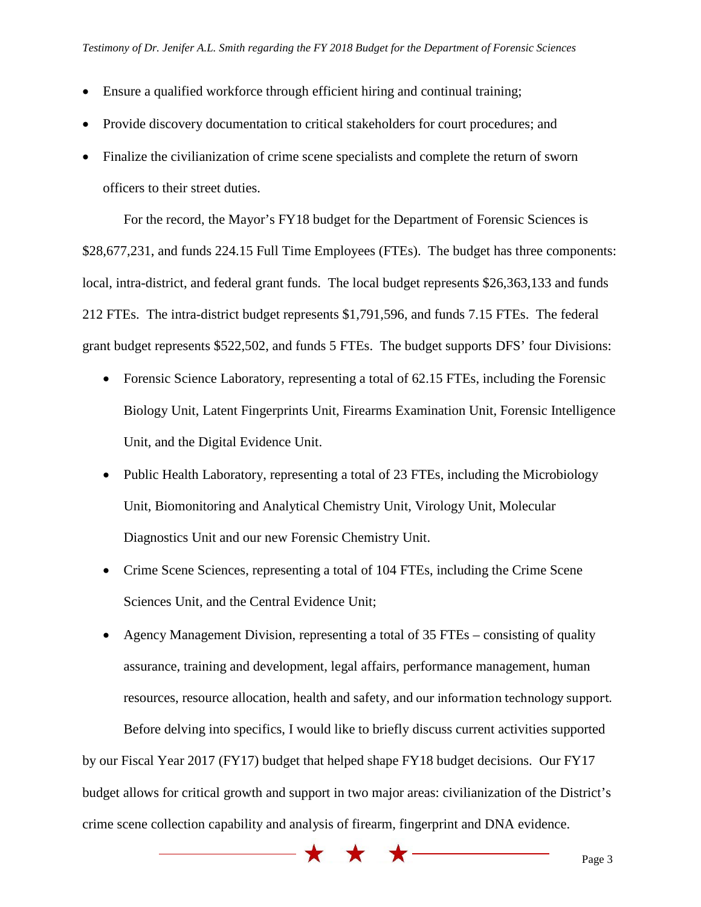- Ensure a qualified workforce through efficient hiring and continual training;
- Provide discovery documentation to critical stakeholders for court procedures; and
- Finalize the civilianization of crime scene specialists and complete the return of sworn officers to their street duties.

For the record, the Mayor's FY18 budget for the Department of Forensic Sciences is $28,677,231, and funds 224.15 Full Time Employees (FTEs). The budget has three components: local, intra-district, and federal grant funds. The local budget represents $26,363,133 and funds 212 FTEs. The intra-district budget represents $1,791,596, and funds 7.15 FTEs. The federal grant budget represents $522,502, and funds 5 FTEs. The budget supports DFS' four Divisions:

- Forensic Science Laboratory, representing a total of 62.15 FTEs, including the Forensic Biology Unit, Latent Fingerprints Unit, Firearms Examination Unit, Forensic Intelligence Unit, and the Digital Evidence Unit.
- Public Health Laboratory, representing a total of 23 FTEs, including the Microbiology Unit, Biomonitoring and Analytical Chemistry Unit, Virology Unit, Molecular Diagnostics Unit and our new Forensic Chemistry Unit.
- Crime Scene Sciences, representing a total of 104 FTEs, including the Crime Scene Sciences Unit, and the Central Evidence Unit;
- Agency Management Division, representing a total of 35 FTEs – consisting of quality assurance, training and development, legal affairs, performance management, human resources, resource allocation, health and safety, and our information technology support.

Before delving into specifics, I would like to briefly discuss current activities supported by our Fiscal Year 2017 (FY17) budget that helped shape FY18 budget decisions. Our FY17 budget allows for critical growth and support in two major areas: civilianization of the District's crime scene collection capability and analysis of firearm, fingerprint and DNA evidence.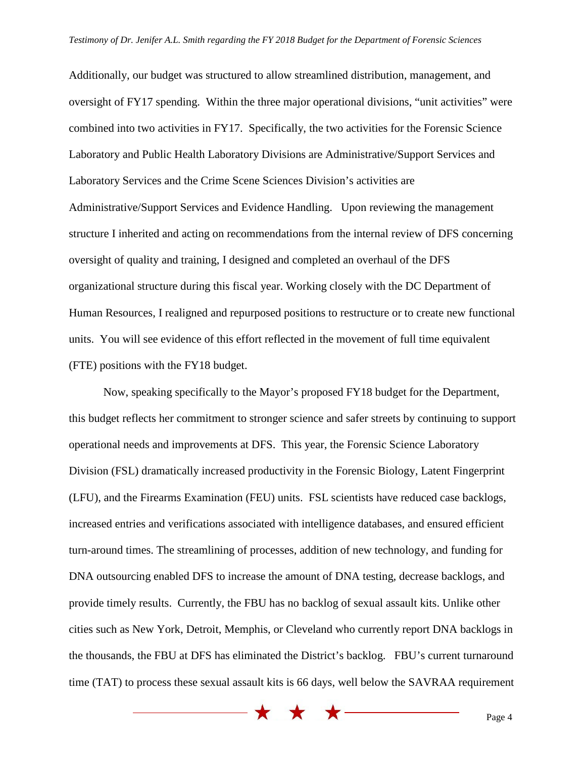Additionally, our budget was structured to allow streamlined distribution, management, and oversight of FY17 spending. Within the three major operational divisions, "unit activities" were combined into two activities in FY17. Specifically, the two activities for the Forensic Science Laboratory and Public Health Laboratory Divisions are Administrative/Support Services and Laboratory Services and the Crime Scene Sciences Division's activities are Administrative/Support Services and Evidence Handling. Upon reviewing the management structure I inherited and acting on recommendations from the internal review of DFS concerning oversight of quality and training, I designed and completed an overhaul of the DFS organizational structure during this fiscal year. Working closely with the DC Department of Human Resources, I realigned and repurposed positions to restructure or to create new functional units. You will see evidence of this effort reflected in the movement of full time equivalent (FTE) positions with the FY18 budget.

Now, speaking specifically to the Mayor's proposed FY18 budget for the Department, this budget reflects her commitment to stronger science and safer streets by continuing to support operational needs and improvements at DFS. This year, the Forensic Science Laboratory Division (FSL) dramatically increased productivity in the Forensic Biology, Latent Fingerprint (LFU), and the Firearms Examination (FEU) units. FSL scientists have reduced case backlogs, increased entries and verifications associated with intelligence databases, and ensured efficient turn-around times. The streamlining of processes, addition of new technology, and funding for DNA outsourcing enabled DFS to increase the amount of DNA testing, decrease backlogs, and provide timely results. Currently, the FBU has no backlog of sexual assault kits. Unlike other cities such as New York, Detroit, Memphis, or Cleveland who currently report DNA backlogs in the thousands, the FBU at DFS has eliminated the District's backlog. FBU's current turnaround time (TAT) to process these sexual assault kits is 66 days, well below the SAVRAA requirement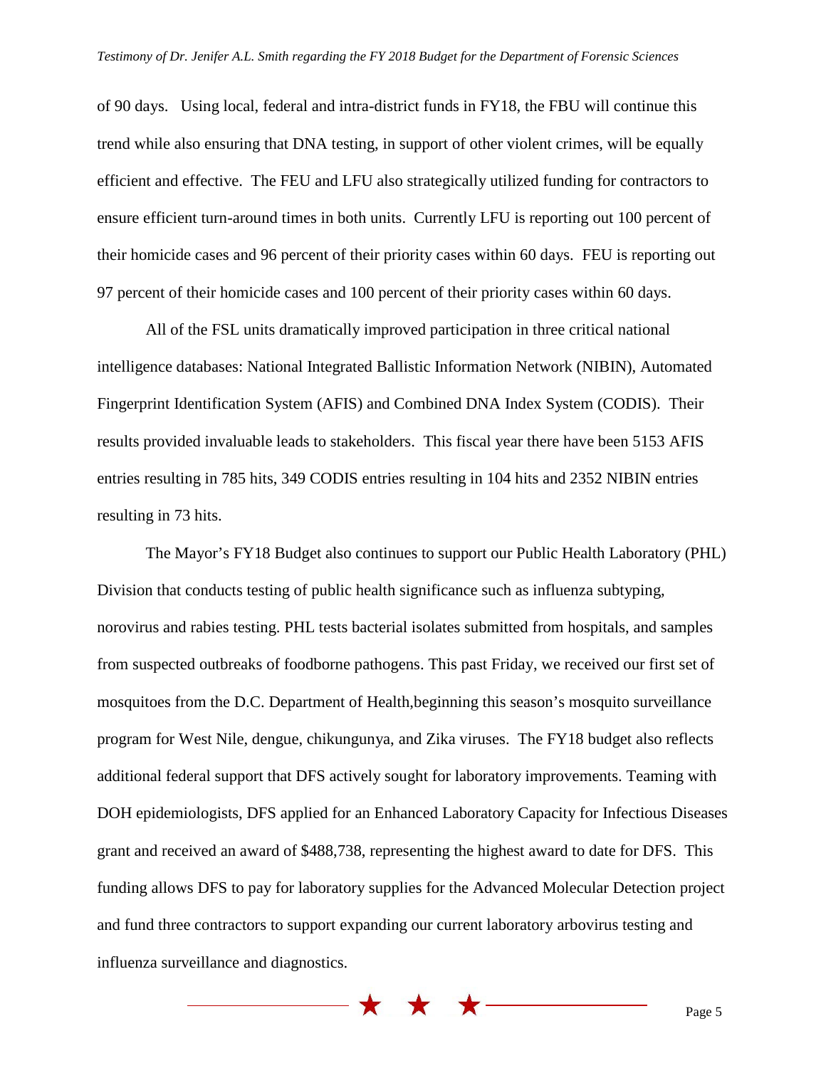of 90 days. Using local, federal and intra-district funds in FY18, the FBU will continue this trend while also ensuring that DNA testing, in support of other violent crimes, will be equally efficient and effective. The FEU and LFU also strategically utilized funding for contractors to ensure efficient turn-around times in both units. Currently LFU is reporting out 100 percent of their homicide cases and 96 percent of their priority cases within 60 days. FEU is reporting out 97 percent of their homicide cases and 100 percent of their priority cases within 60 days.

All of the FSL units dramatically improved participation in three critical national intelligence databases: National Integrated Ballistic Information Network (NIBIN), Automated Fingerprint Identification System (AFIS) and Combined DNA Index System (CODIS). Their results provided invaluable leads to stakeholders. This fiscal year there have been 5153 AFIS entries resulting in 785 hits, 349 CODIS entries resulting in 104 hits and 2352 NIBIN entries resulting in 73 hits.

The Mayor's FY18 Budget also continues to support our Public Health Laboratory (PHL) Division that conducts testing of public health significance such as influenza subtyping, norovirus and rabies testing. PHL tests bacterial isolates submitted from hospitals, and samples from suspected outbreaks of foodborne pathogens. This past Friday, we received our first set of mosquitoes from the D.C. Department of Health,beginning this season's mosquito surveillance program for West Nile, dengue, chikungunya, and Zika viruses. The FY18 budget also reflects additional federal support that DFS actively sought for laboratory improvements. Teaming with DOH epidemiologists, DFS applied for an Enhanced Laboratory Capacity for Infectious Diseases grant and received an award of $488,738, representing the highest award to date for DFS. This funding allows DFS to pay for laboratory supplies for the Advanced Molecular Detection project and fund three contractors to support expanding our current laboratory arbovirus testing and influenza surveillance and diagnostics.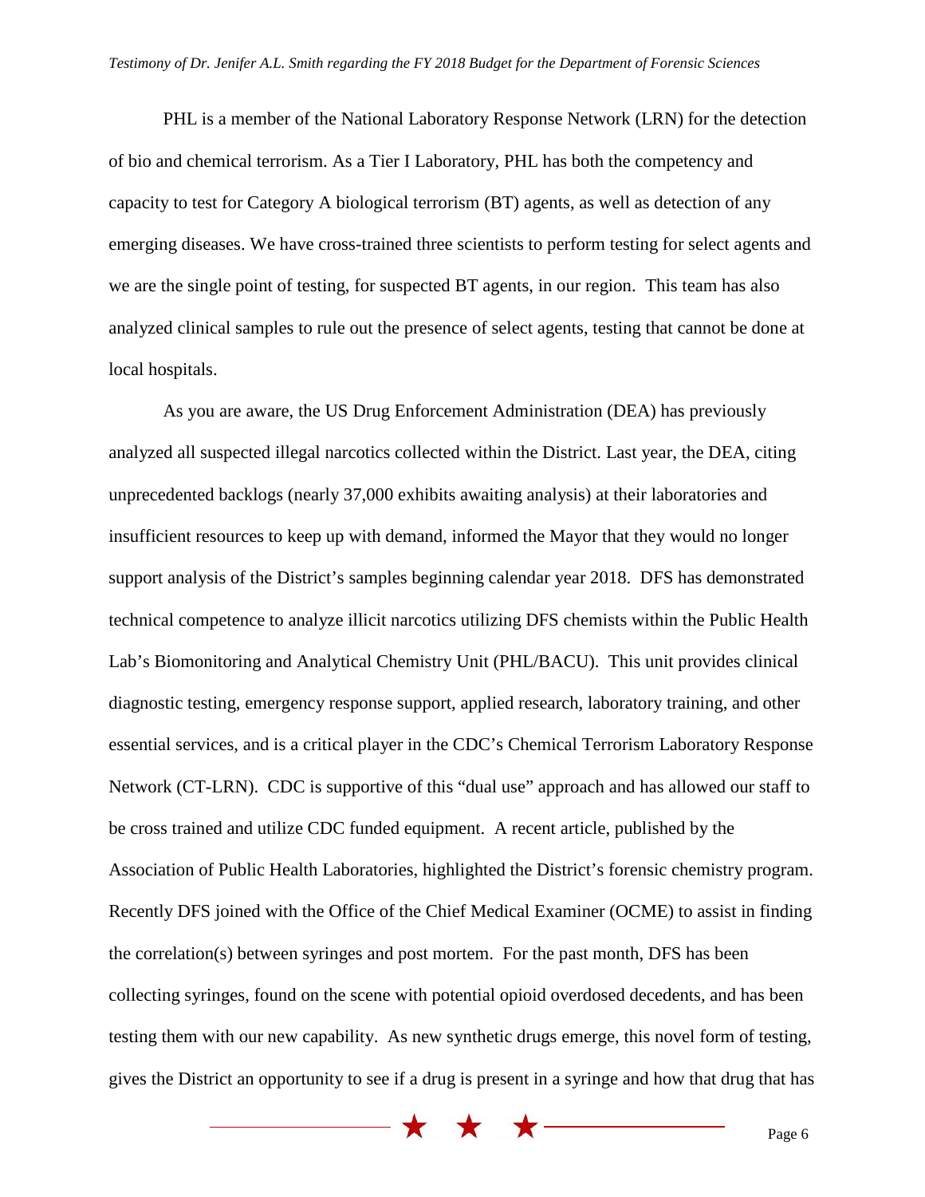PHL is a member of the National Laboratory Response Network (LRN) for the detection of bio and chemical terrorism. As a Tier I Laboratory, PHL has both the competency and capacity to test for Category A biological terrorism (BT) agents, as well as detection of any emerging diseases. We have cross-trained three scientists to perform testing for select agents and we are the single point of testing, for suspected BT agents, in our region. This team has also analyzed clinical samples to rule out the presence of select agents, testing that cannot be done at local hospitals.

As you are aware, the US Drug Enforcement Administration (DEA) has previously analyzed all suspected illegal narcotics collected within the District. Last year, the DEA, citing unprecedented backlogs (nearly 37,000 exhibits awaiting analysis) at their laboratories and insufficient resources to keep up with demand, informed the Mayor that they would no longer support analysis of the District's samples beginning calendar year 2018. DFS has demonstrated technical competence to analyze illicit narcotics utilizing DFS chemists within the Public Health Lab's Biomonitoring and Analytical Chemistry Unit (PHL/BACU). This unit provides clinical diagnostic testing, emergency response support, applied research, laboratory training, and other essential services, and is a critical player in the CDC's Chemical Terrorism Laboratory Response Network (CT-LRN). CDC is supportive of this "dual use" approach and has allowed our staff to be cross trained and utilize CDC funded equipment. A recent article, published by the Association of Public Health Laboratories, highlighted the District's forensic chemistry program. Recently DFS joined with the Office of the Chief Medical Examiner (OCME) to assist in finding the correlation(s) between syringes and post mortem. For the past month, DFS has been collecting syringes, found on the scene with potential opioid overdosed decedents, and has been testing them with our new capability. As new synthetic drugs emerge, this novel form of testing, gives the District an opportunity to see if a drug is present in a syringe and how that drug that has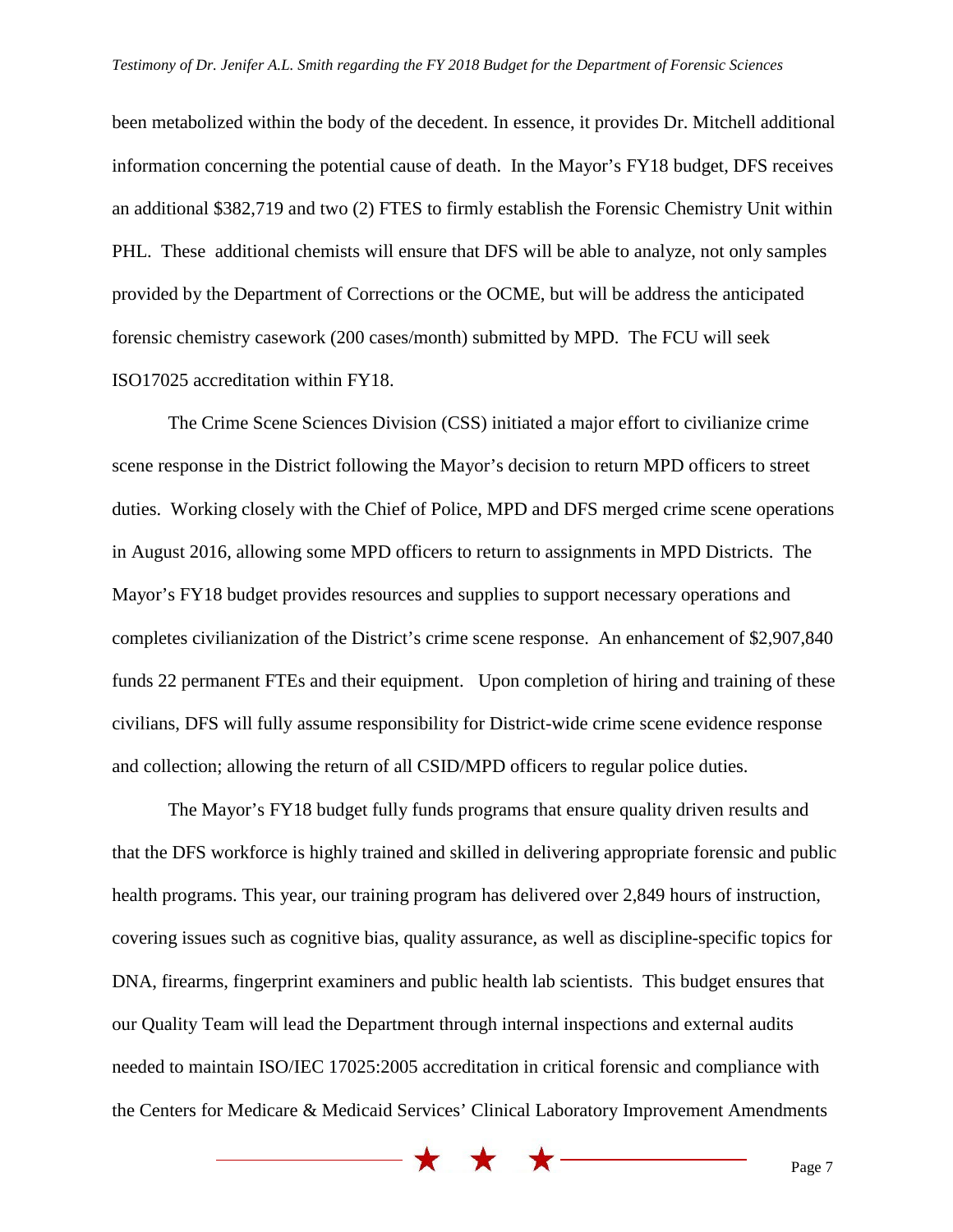been metabolized within the body of the decedent. In essence, it provides Dr. Mitchell additional information concerning the potential cause of death. In the Mayor's FY18 budget, DFS receives an additional $382,719 and two (2) FTES to firmly establish the Forensic Chemistry Unit within PHL. These additional chemists will ensure that DFS will be able to analyze, not only samples provided by the Department of Corrections or the OCME, but will be address the anticipated forensic chemistry casework (200 cases/month) submitted by MPD. The FCU will seek ISO17025 accreditation within FY18.

The Crime Scene Sciences Division (CSS) initiated a major effort to civilianize crime scene response in the District following the Mayor's decision to return MPD officers to street duties. Working closely with the Chief of Police, MPD and DFS merged crime scene operations in August 2016, allowing some MPD officers to return to assignments in MPD Districts. The Mayor's FY18 budget provides resources and supplies to support necessary operations and completes civilianization of the District's crime scene response. An enhancement of $2,907,840 funds 22 permanent FTEs and their equipment. Upon completion of hiring and training of these civilians, DFS will fully assume responsibility for District-wide crime scene evidence response and collection; allowing the return of all CSID/MPD officers to regular police duties.

The Mayor's FY18 budget fully funds programs that ensure quality driven results and that the DFS workforce is highly trained and skilled in delivering appropriate forensic and public health programs. This year, our training program has delivered over 2,849 hours of instruction, covering issues such as cognitive bias, quality assurance, as well as discipline-specific topics for DNA, firearms, fingerprint examiners and public health lab scientists. This budget ensures that our Quality Team will lead the Department through internal inspections and external audits needed to maintain ISO/IEC 17025:2005 accreditation in critical forensic and compliance with the Centers for Medicare & Medicaid Services' Clinical Laboratory Improvement Amendments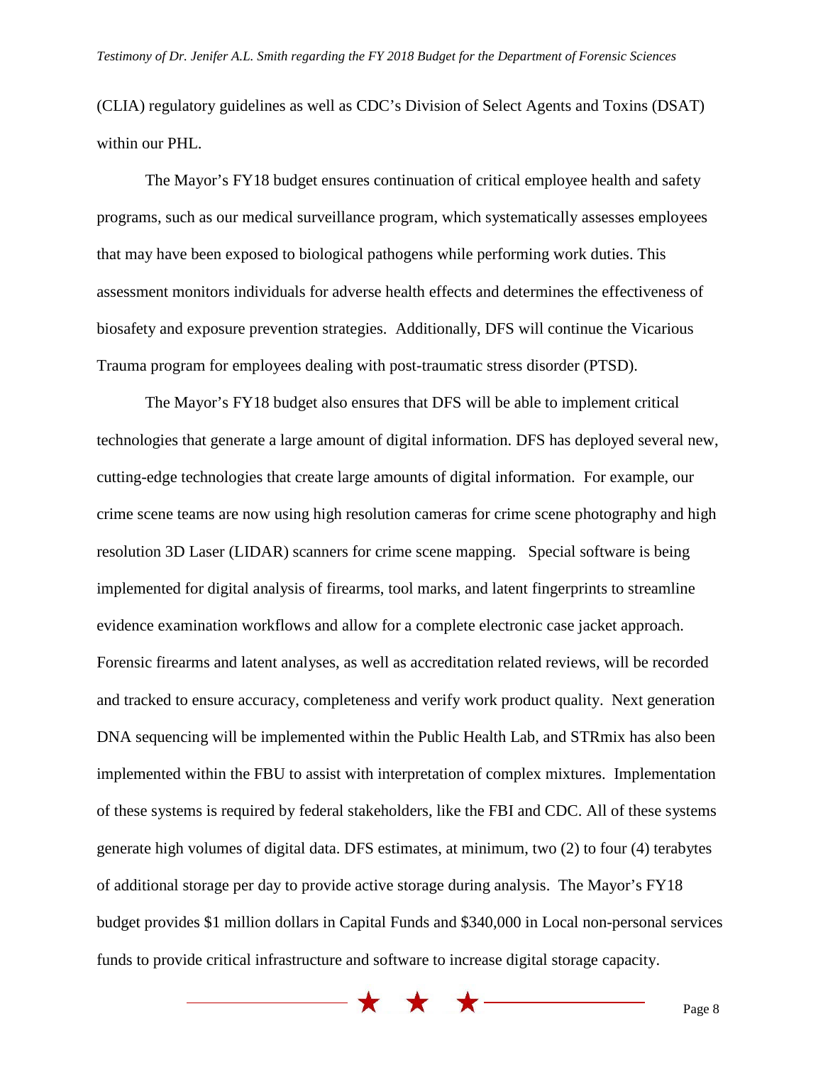(CLIA) regulatory guidelines as well as CDC's Division of Select Agents and Toxins (DSAT) within our PHL.

The Mayor's FY18 budget ensures continuation of critical employee health and safety programs, such as our medical surveillance program, which systematically assesses employees that may have been exposed to biological pathogens while performing work duties. This assessment monitors individuals for adverse health effects and determines the effectiveness of biosafety and exposure prevention strategies. Additionally, DFS will continue the Vicarious Trauma program for employees dealing with post-traumatic stress disorder (PTSD).

The Mayor's FY18 budget also ensures that DFS will be able to implement critical technologies that generate a large amount of digital information. DFS has deployed several new, cutting-edge technologies that create large amounts of digital information. For example, our crime scene teams are now using high resolution cameras for crime scene photography and high resolution 3D Laser (LIDAR) scanners for crime scene mapping. Special software is being implemented for digital analysis of firearms, tool marks, and latent fingerprints to streamline evidence examination workflows and allow for a complete electronic case jacket approach. Forensic firearms and latent analyses, as well as accreditation related reviews, will be recorded and tracked to ensure accuracy, completeness and verify work product quality. Next generation DNA sequencing will be implemented within the Public Health Lab, and STRmix has also been implemented within the FBU to assist with interpretation of complex mixtures. Implementation of these systems is required by federal stakeholders, like the FBI and CDC. All of these systems generate high volumes of digital data. DFS estimates, at minimum, two (2) to four (4) terabytes of additional storage per day to provide active storage during analysis. The Mayor's FY18 budget provides $1 million dollars in Capital Funds and $340,000 in Local non-personal services funds to provide critical infrastructure and software to increase digital storage capacity.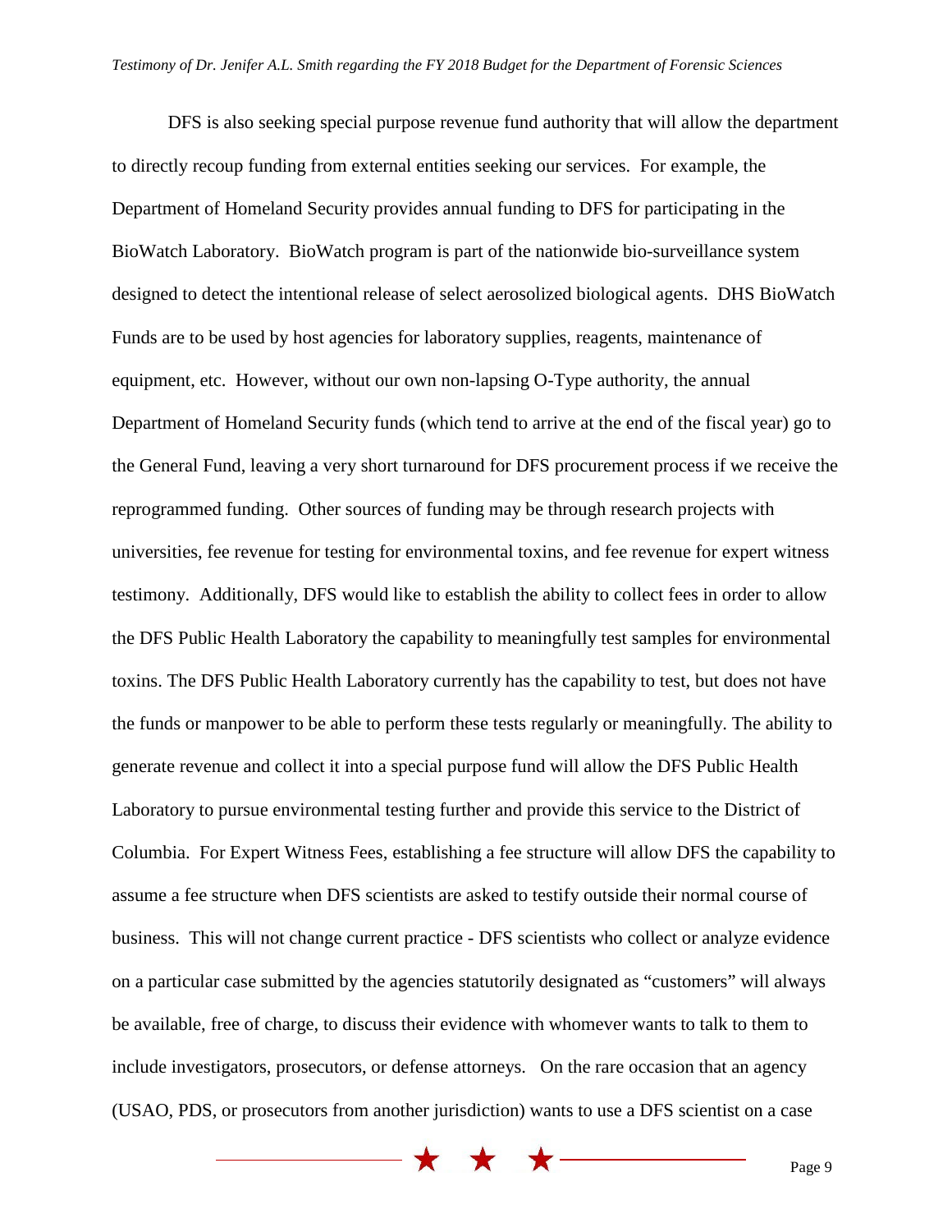DFS is also seeking special purpose revenue fund authority that will allow the department to directly recoup funding from external entities seeking our services. For example, the Department of Homeland Security provides annual funding to DFS for participating in the BioWatch Laboratory. BioWatch program is part of the nationwide bio-surveillance system designed to detect the intentional release of select aerosolized biological agents. DHS BioWatch Funds are to be used by host agencies for laboratory supplies, reagents, maintenance of equipment, etc. However, without our own non-lapsing O-Type authority, the annual Department of Homeland Security funds (which tend to arrive at the end of the fiscal year) go to the General Fund, leaving a very short turnaround for DFS procurement process if we receive the reprogrammed funding. Other sources of funding may be through research projects with universities, fee revenue for testing for environmental toxins, and fee revenue for expert witness testimony. Additionally, DFS would like to establish the ability to collect fees in order to allow the DFS Public Health Laboratory the capability to meaningfully test samples for environmental toxins. The DFS Public Health Laboratory currently has the capability to test, but does not have the funds or manpower to be able to perform these tests regularly or meaningfully. The ability to generate revenue and collect it into a special purpose fund will allow the DFS Public Health Laboratory to pursue environmental testing further and provide this service to the District of Columbia. For Expert Witness Fees, establishing a fee structure will allow DFS the capability to assume a fee structure when DFS scientists are asked to testify outside their normal course of business. This will not change current practice - DFS scientists who collect or analyze evidence on a particular case submitted by the agencies statutorily designated as "customers" will always be available, free of charge, to discuss their evidence with whomever wants to talk to them to include investigators, prosecutors, or defense attorneys. On the rare occasion that an agency (USAO, PDS, or prosecutors from another jurisdiction) wants to use a DFS scientist on a case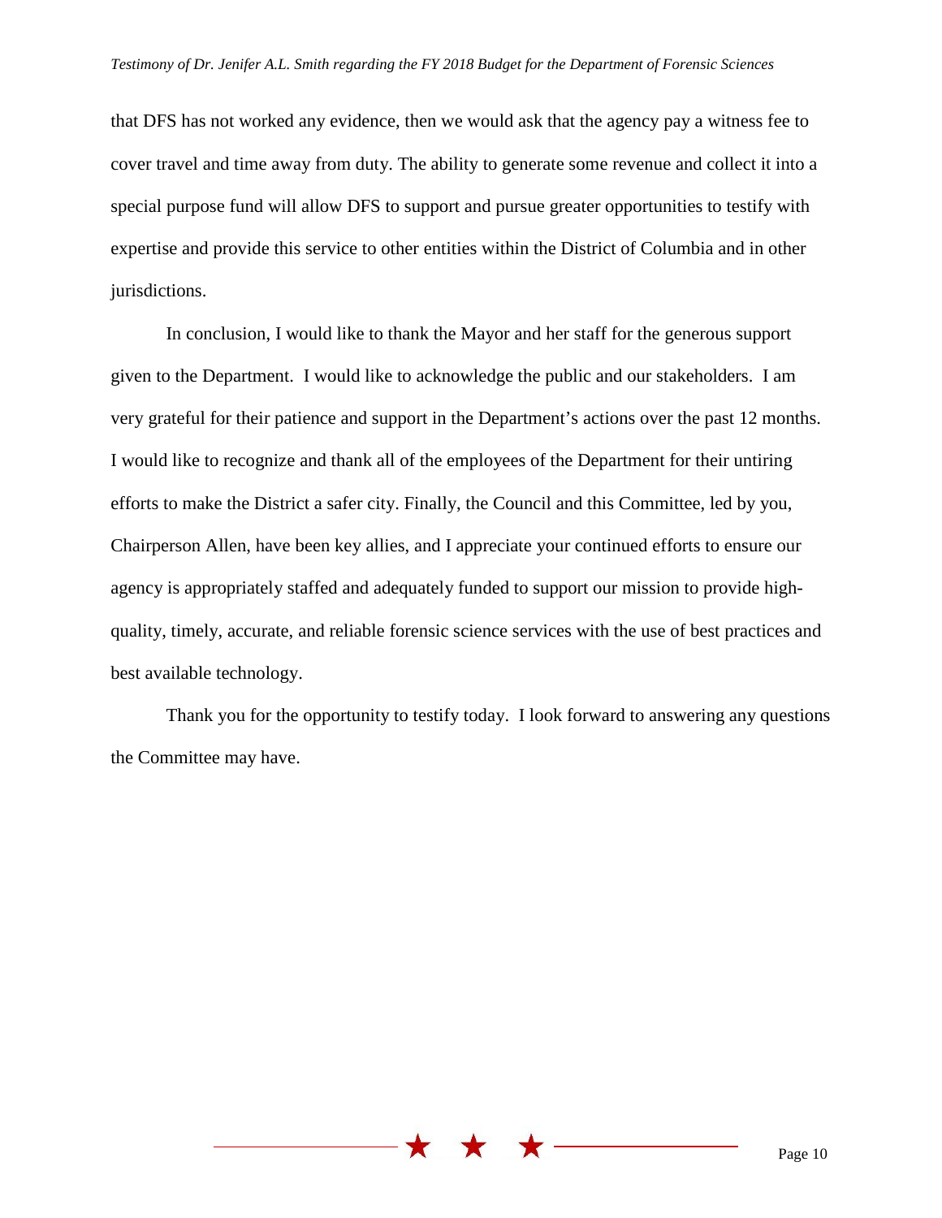that DFS has not worked any evidence, then we would ask that the agency pay a witness fee to cover travel and time away from duty. The ability to generate some revenue and collect it into a special purpose fund will allow DFS to support and pursue greater opportunities to testify with expertise and provide this service to other entities within the District of Columbia and in other jurisdictions.

In conclusion, I would like to thank the Mayor and her staff for the generous support given to the Department. I would like to acknowledge the public and our stakeholders. I am very grateful for their patience and support in the Department's actions over the past 12 months. I would like to recognize and thank all of the employees of the Department for their untiring efforts to make the District a safer city. Finally, the Council and this Committee, led by you, Chairperson Allen, have been key allies, and I appreciate your continued efforts to ensure our agency is appropriately staffed and adequately funded to support our mission to provide high-quality, timely, accurate, and reliable forensic science services with the use of best practices and best available technology.

Thank you for the opportunity to testify today. I look forward to answering any questions the Committee may have.